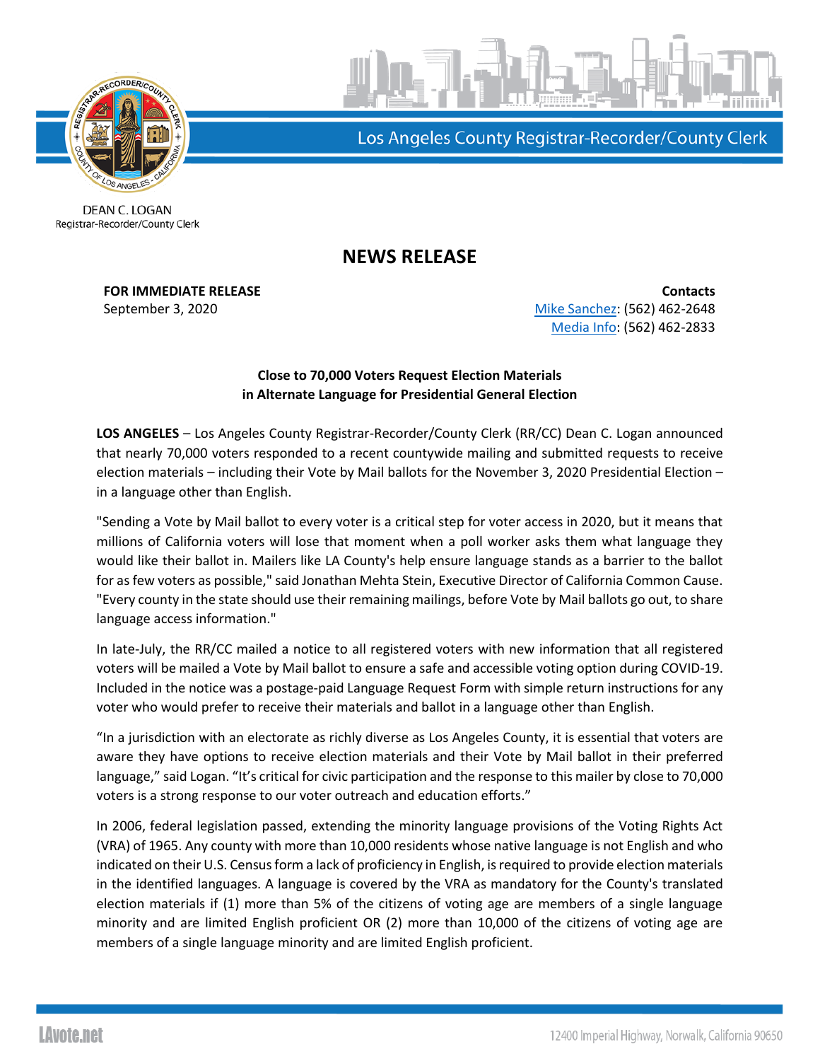Los Angeles County Registrar-Recorder/County Clerk

DEAN C. LOGAN
Registrar-Recorder/County Clerk

# NEWS RELEASE

**FOR IMMEDIATE RELEASE**
September 3, 2020

**Contacts**
Mike Sanchez: (562) 462-2648
Media Info: (562) 462-2833

**Close to 70,000 Voters Request Election Materials in Alternate Language for Presidential General Election**

**LOS ANGELES** – Los Angeles County Registrar-Recorder/County Clerk (RR/CC) Dean C. Logan announced that nearly 70,000 voters responded to a recent countywide mailing and submitted requests to receive election materials – including their Vote by Mail ballots for the November 3, 2020 Presidential Election – in a language other than English.

"Sending a Vote by Mail ballot to every voter is a critical step for voter access in 2020, but it means that millions of California voters will lose that moment when a poll worker asks them what language they would like their ballot in. Mailers like LA County's help ensure language stands as a barrier to the ballot for as few voters as possible," said Jonathan Mehta Stein, Executive Director of California Common Cause. "Every county in the state should use their remaining mailings, before Vote by Mail ballots go out, to share language access information."

In late-July, the RR/CC mailed a notice to all registered voters with new information that all registered voters will be mailed a Vote by Mail ballot to ensure a safe and accessible voting option during COVID-19. Included in the notice was a postage-paid Language Request Form with simple return instructions for any voter who would prefer to receive their materials and ballot in a language other than English.

"In a jurisdiction with an electorate as richly diverse as Los Angeles County, it is essential that voters are aware they have options to receive election materials and their Vote by Mail ballot in their preferred language," said Logan. "It's critical for civic participation and the response to this mailer by close to 70,000 voters is a strong response to our voter outreach and education efforts."

In 2006, federal legislation passed, extending the minority language provisions of the Voting Rights Act (VRA) of 1965. Any county with more than 10,000 residents whose native language is not English and who indicated on their U.S. Census form a lack of proficiency in English, is required to provide election materials in the identified languages. A language is covered by the VRA as mandatory for the County's translated election materials if (1) more than 5% of the citizens of voting age are members of a single language minority and are limited English proficient OR (2) more than 10,000 of the citizens of voting age are members of a single language minority and are limited English proficient.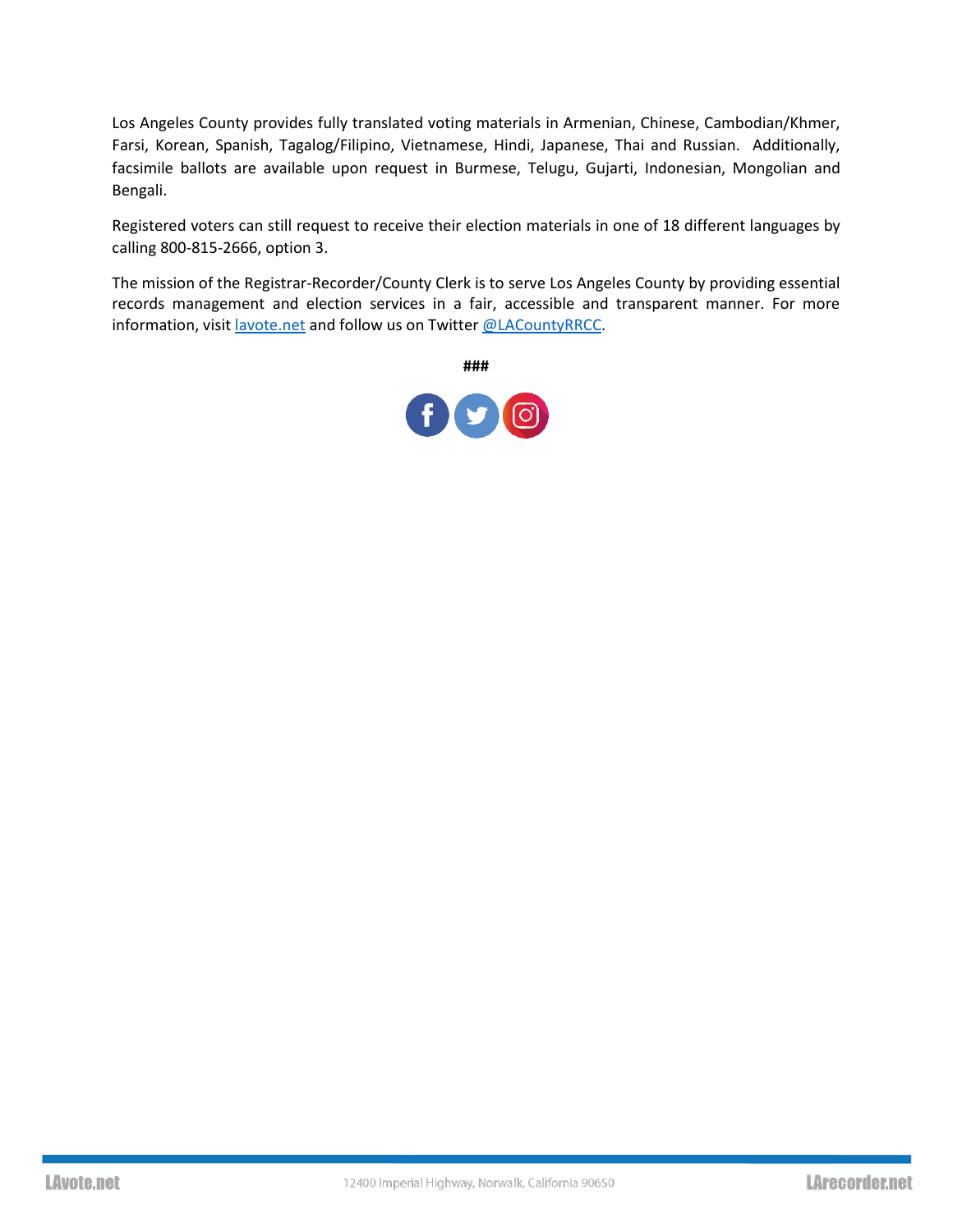Los Angeles County provides fully translated voting materials in Armenian, Chinese, Cambodian/Khmer, Farsi, Korean, Spanish, Tagalog/Filipino, Vietnamese, Hindi, Japanese, Thai and Russian. Additionally, facsimile ballots are available upon request in Burmese, Telugu, Gujarti, Indonesian, Mongolian and Bengali.

Registered voters can still request to receive their election materials in one of 18 different languages by calling 800-815-2666, option 3.

The mission of the Registrar-Recorder/County Clerk is to serve Los Angeles County by providing essential records management and election services in a fair, accessible and transparent manner. For more information, visit [lavote.net](lavote.net) and follow us on Twitter [@LACountyRRCC](@LACountyRRCC).

**###**